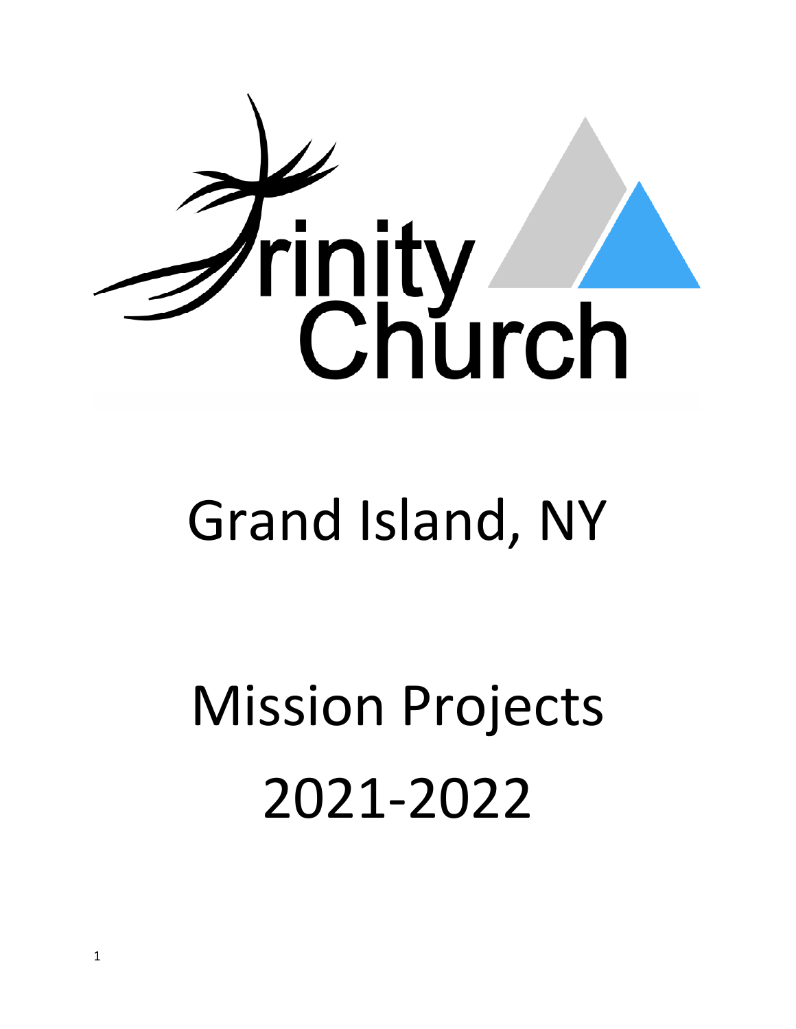# Trinity Church

# Grand Island, NY

# Mission Projects 2021-2022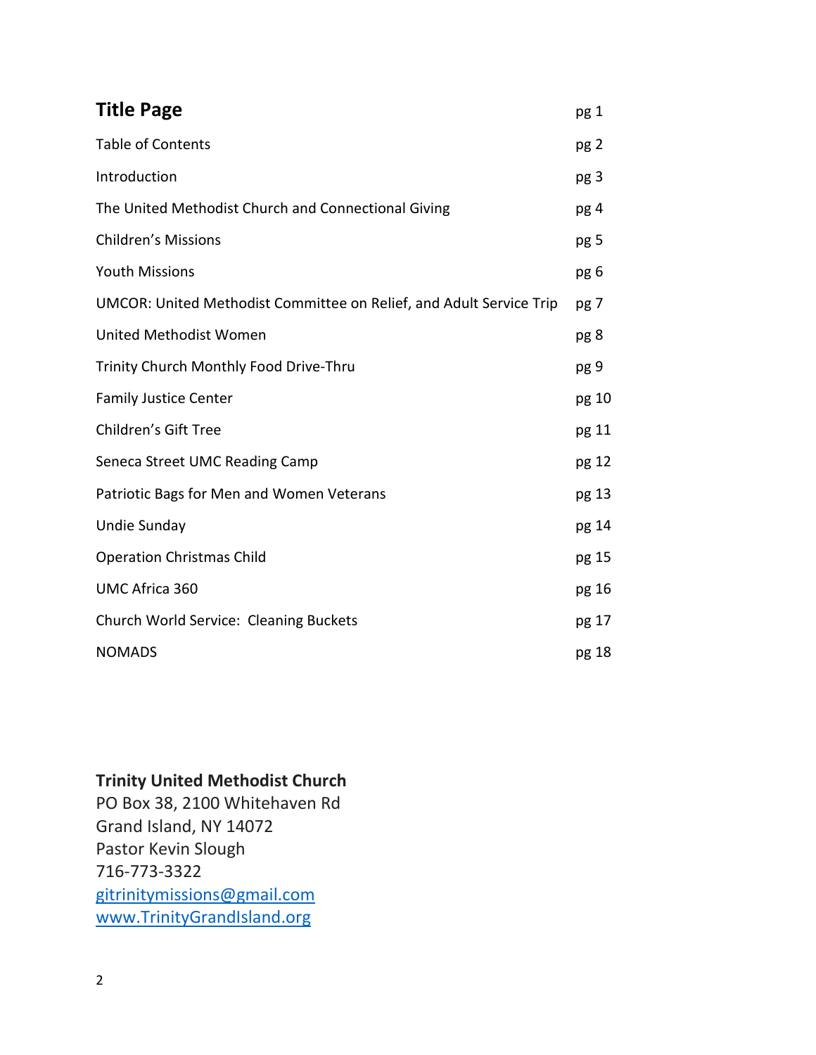| **Title Page** | pg 1 |
| --- | --- |
| Table of Contents | pg 2 |
| Introduction | pg 3 |
| The United Methodist Church and Connectional Giving | pg 4 |
| Children's Missions | pg 5 |
| Youth Missions | pg 6 |
| UMCOR: United Methodist Committee on Relief, and Adult Service Trip | pg 7 |
| United Methodist Women | pg 8 |
| Trinity Church Monthly Food Drive-Thru | pg 9 |
| Family Justice Center | pg 10 |
| Children's Gift Tree | pg 11 |
| Seneca Street UMC Reading Camp | pg 12 |
| Patriotic Bags for Men and Women Veterans | pg 13 |
| Undie Sunday | pg 14 |
| Operation Christmas Child | pg 15 |
| UMC Africa 360 | pg 16 |
| Church World Service:  Cleaning Buckets | pg 17 |
| NOMADS | pg 18 |

**Trinity United Methodist Church**
PO Box 38, 2100 Whitehaven Rd
Grand Island, NY 14072
Pastor Kevin Slough
716-773-3322
gitrinitymissions@gmail.com
www.TrinityGrandIsland.org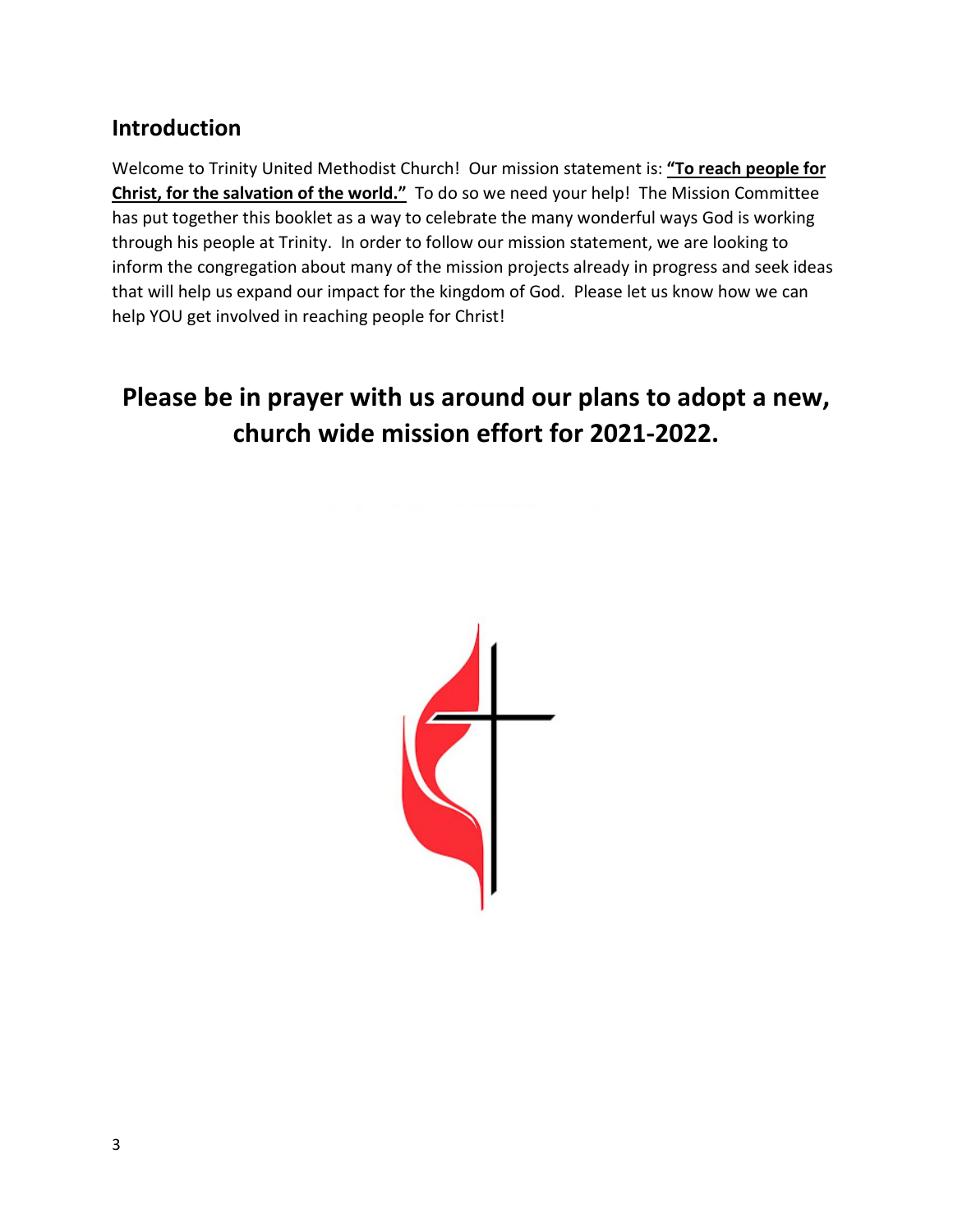## Introduction

Welcome to Trinity United Methodist Church! Our mission statement is: **"To reach people for Christ, for the salvation of the world."** To do so we need your help! The Mission Committee has put together this booklet as a way to celebrate the many wonderful ways God is working through his people at Trinity. In order to follow our mission statement, we are looking to inform the congregation about many of the mission projects already in progress and seek ideas that will help us expand our impact for the kingdom of God. Please let us know how we can help YOU get involved in reaching people for Christ!

**Please be in prayer with us around our plans to adopt a new, church wide mission effort for 2021-2022.**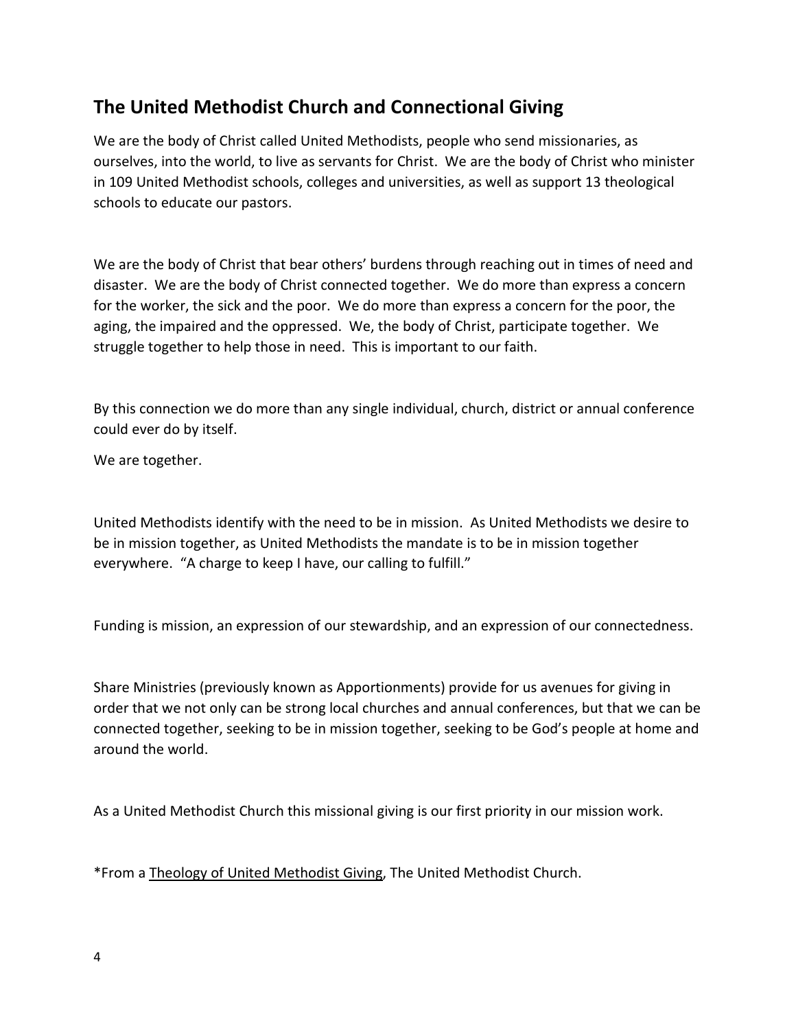## The United Methodist Church and Connectional Giving

We are the body of Christ called United Methodists, people who send missionaries, as ourselves, into the world, to live as servants for Christ. We are the body of Christ who minister in 109 United Methodist schools, colleges and universities, as well as support 13 theological schools to educate our pastors.

We are the body of Christ that bear others' burdens through reaching out in times of need and disaster. We are the body of Christ connected together. We do more than express a concern for the worker, the sick and the poor. We do more than express a concern for the poor, the aging, the impaired and the oppressed. We, the body of Christ, participate together. We struggle together to help those in need. This is important to our faith.

By this connection we do more than any single individual, church, district or annual conference could ever do by itself.

We are together.

United Methodists identify with the need to be in mission. As United Methodists we desire to be in mission together, as United Methodists the mandate is to be in mission together everywhere. "A charge to keep I have, our calling to fulfill."

Funding is mission, an expression of our stewardship, and an expression of our connectedness.

Share Ministries (previously known as Apportionments) provide for us avenues for giving in order that we not only can be strong local churches and annual conferences, but that we can be connected together, seeking to be in mission together, seeking to be God's people at home and around the world.

As a United Methodist Church this missional giving is our first priority in our mission work.

*From a Theology of United Methodist Giving, The United Methodist Church.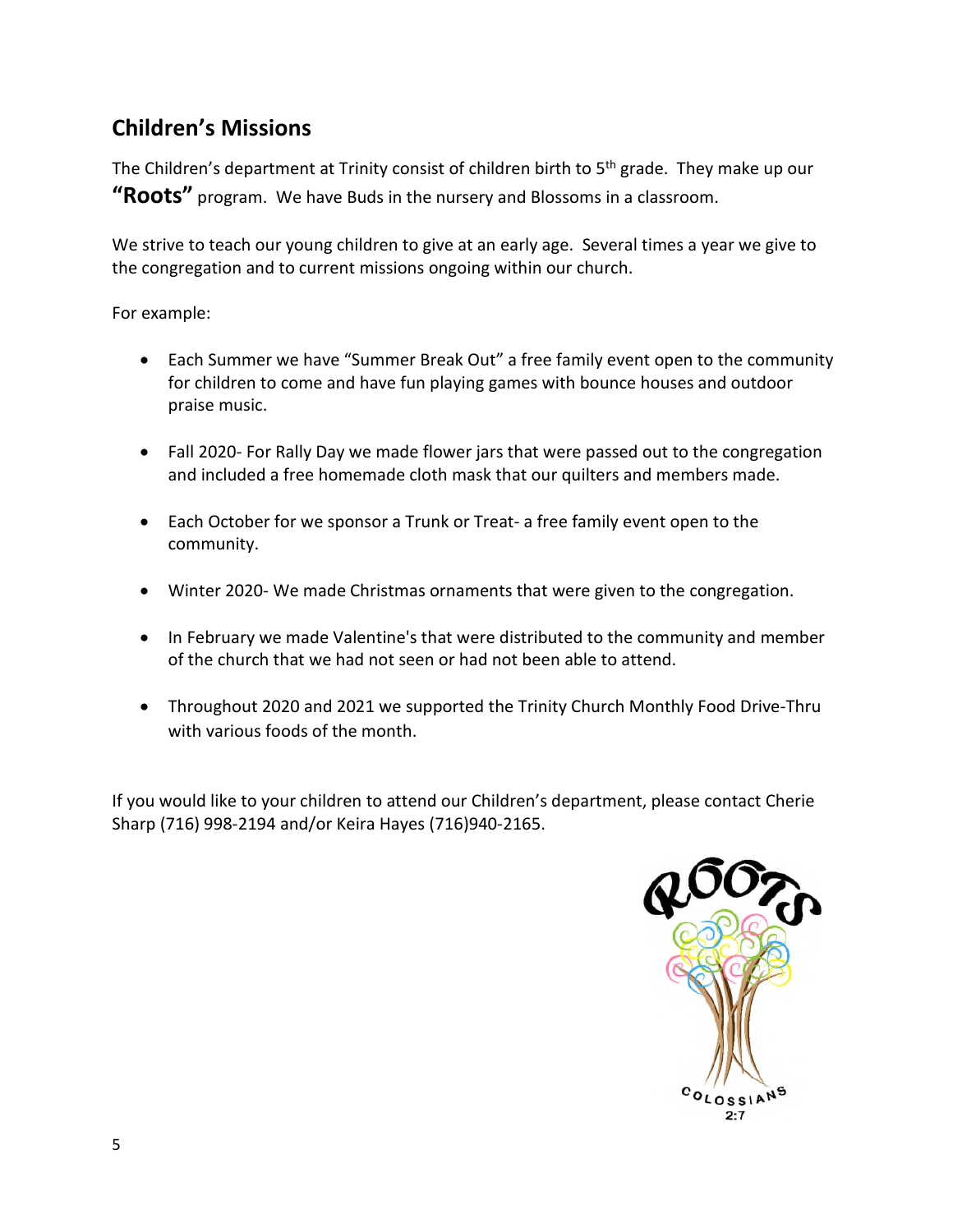## Children's Missions

The Children's department at Trinity consist of children birth to 5th grade. They make up our **"Roots"** program. We have Buds in the nursery and Blossoms in a classroom.

We strive to teach our young children to give at an early age. Several times a year we give to the congregation and to current missions ongoing within our church.

For example:

- Each Summer we have "Summer Break Out" a free family event open to the community for children to come and have fun playing games with bounce houses and outdoor praise music.
- Fall 2020- For Rally Day we made flower jars that were passed out to the congregation and included a free homemade cloth mask that our quilters and members made.
- Each October for we sponsor a Trunk or Treat- a free family event open to the community.
- Winter 2020- We made Christmas ornaments that were given to the congregation.
- In February we made Valentine's that were distributed to the community and member of the church that we had not seen or had not been able to attend.
- Throughout 2020 and 2021 we supported the Trinity Church Monthly Food Drive-Thru with various foods of the month.

If you would like to your children to attend our Children's department, please contact Cherie Sharp (716) 998-2194 and/or Keira Hayes (716)940-2165.

ROOTS

COLOSSIANS 2:7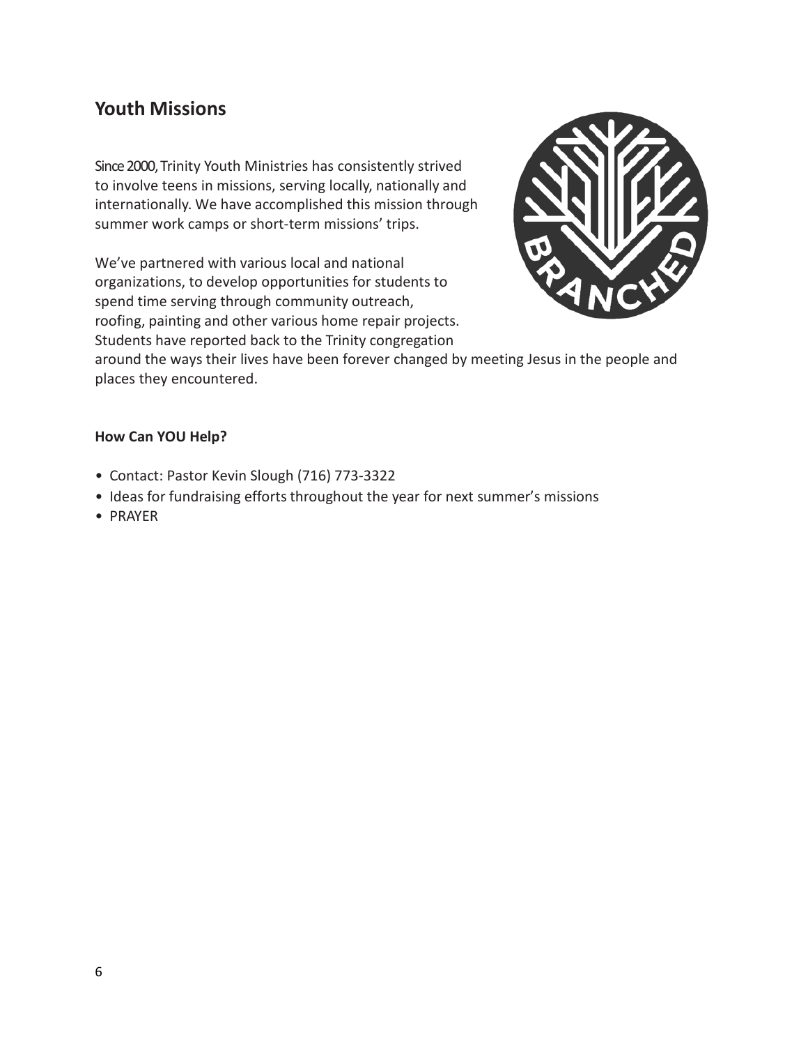## Youth Missions

Since 2000, Trinity Youth Ministries has consistently strived to involve teens in missions, serving locally, nationally and internationally. We have accomplished this mission through summer work camps or short-term missions' trips.

We've partnered with various local and national organizations, to develop opportunities for students to spend time serving through community outreach, roofing, painting and other various home repair projects. Students have reported back to the Trinity congregation around the ways their lives have been forever changed by meeting Jesus in the people and places they encountered.

**How Can YOU Help?**

- Contact: Pastor Kevin Slough (716) 773-3322
- Ideas for fundraising efforts throughout the year for next summer's missions
- PRAYER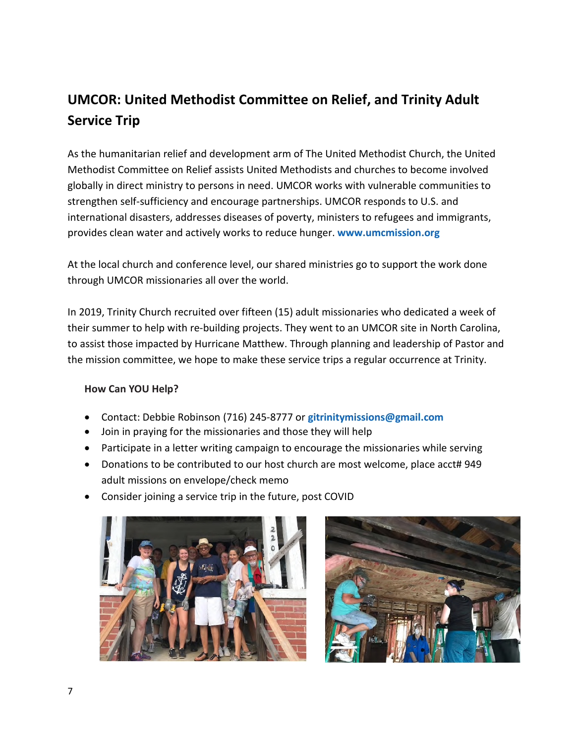## UMCOR: United Methodist Committee on Relief, and Trinity Adult Service Trip

As the humanitarian relief and development arm of The United Methodist Church, the United Methodist Committee on Relief assists United Methodists and churches to become involved globally in direct ministry to persons in need. UMCOR works with vulnerable communities to strengthen self-sufficiency and encourage partnerships. UMCOR responds to U.S. and international disasters, addresses diseases of poverty, ministers to refugees and immigrants, provides clean water and actively works to reduce hunger. **www.umcmission.org**

At the local church and conference level, our shared ministries go to support the work done through UMCOR missionaries all over the world.

In 2019, Trinity Church recruited over fifteen (15) adult missionaries who dedicated a week of their summer to help with re-building projects. They went to an UMCOR site in North Carolina, to assist those impacted by Hurricane Matthew. Through planning and leadership of Pastor and the mission committee, we hope to make these service trips a regular occurrence at Trinity.

### How Can YOU Help?

- Contact: Debbie Robinson (716) 245-8777 or **gitrinitymissions@gmail.com**
- Join in praying for the missionaries and those they will help
- Participate in a letter writing campaign to encourage the missionaries while serving
- Donations to be contributed to our host church are most welcome, place acct# 949 adult missions on envelope/check memo
- Consider joining a service trip in the future, post COVID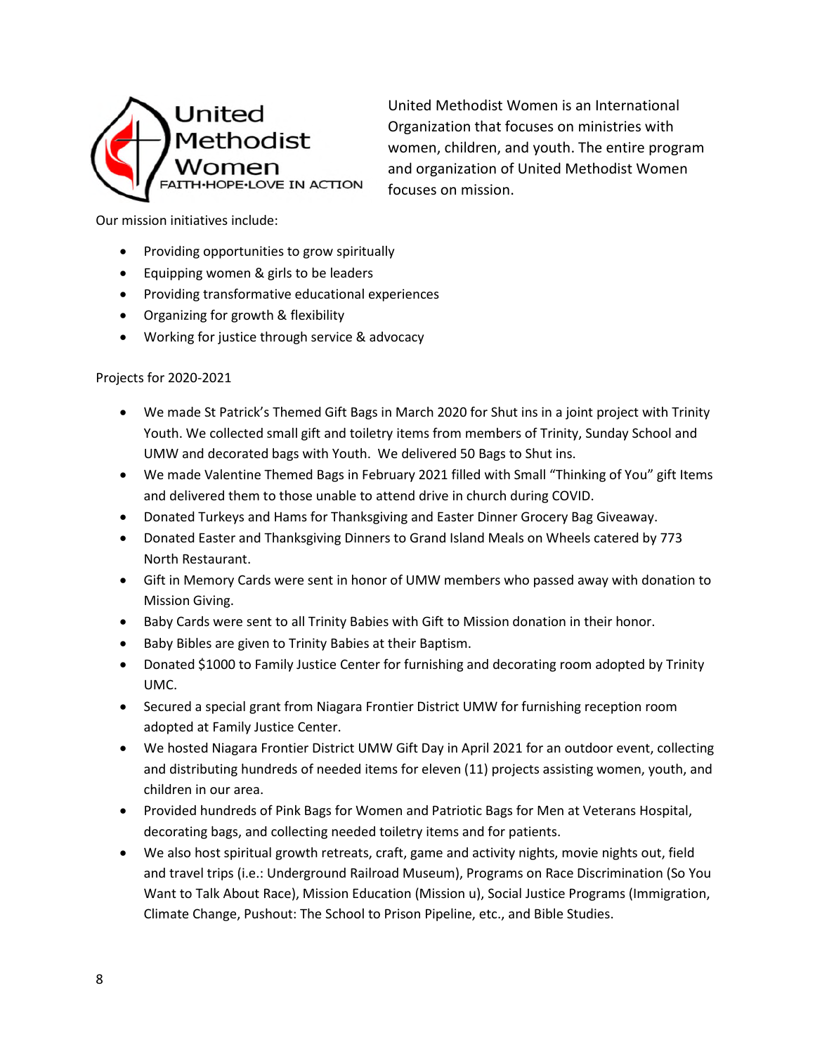United Methodist Women

FAITH·HOPE·LOVE IN ACTION

United Methodist Women is an International Organization that focuses on ministries with women, children, and youth. The entire program and organization of United Methodist Women focuses on mission.

Our mission initiatives include:

- Providing opportunities to grow spiritually
- Equipping women & girls to be leaders
- Providing transformative educational experiences
- Organizing for growth & flexibility
- Working for justice through service & advocacy

Projects for 2020-2021

- We made St Patrick's Themed Gift Bags in March 2020 for Shut ins in a joint project with Trinity Youth. We collected small gift and toiletry items from members of Trinity, Sunday School and UMW and decorated bags with Youth. We delivered 50 Bags to Shut ins.
- We made Valentine Themed Bags in February 2021 filled with Small "Thinking of You" gift Items and delivered them to those unable to attend drive in church during COVID.
- Donated Turkeys and Hams for Thanksgiving and Easter Dinner Grocery Bag Giveaway.
- Donated Easter and Thanksgiving Dinners to Grand Island Meals on Wheels catered by 773 North Restaurant.
- Gift in Memory Cards were sent in honor of UMW members who passed away with donation to Mission Giving.
- Baby Cards were sent to all Trinity Babies with Gift to Mission donation in their honor.
- Baby Bibles are given to Trinity Babies at their Baptism.
- Donated $1000 to Family Justice Center for furnishing and decorating room adopted by Trinity UMC.
- Secured a special grant from Niagara Frontier District UMW for furnishing reception room adopted at Family Justice Center.
- We hosted Niagara Frontier District UMW Gift Day in April 2021 for an outdoor event, collecting and distributing hundreds of needed items for eleven (11) projects assisting women, youth, and children in our area.
- Provided hundreds of Pink Bags for Women and Patriotic Bags for Men at Veterans Hospital, decorating bags, and collecting needed toiletry items and for patients.
- We also host spiritual growth retreats, craft, game and activity nights, movie nights out, field and travel trips (i.e.: Underground Railroad Museum), Programs on Race Discrimination (So You Want to Talk About Race), Mission Education (Mission u), Social Justice Programs (Immigration, Climate Change, Pushout: The School to Prison Pipeline, etc., and Bible Studies.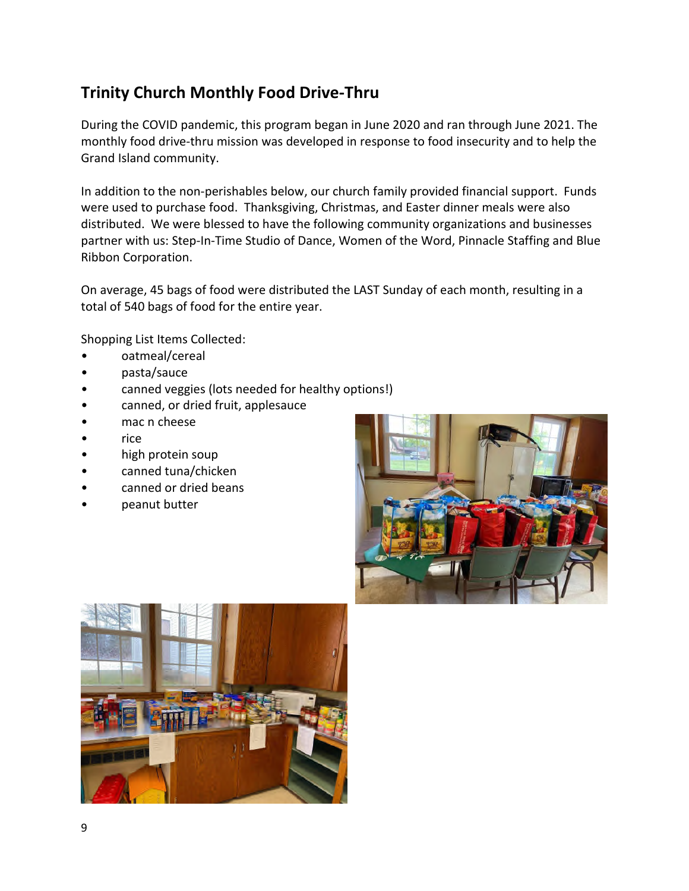## Trinity Church Monthly Food Drive-Thru

During the COVID pandemic, this program began in June 2020 and ran through June 2021. The monthly food drive-thru mission was developed in response to food insecurity and to help the Grand Island community.

In addition to the non-perishables below, our church family provided financial support. Funds were used to purchase food. Thanksgiving, Christmas, and Easter dinner meals were also distributed. We were blessed to have the following community organizations and businesses partner with us: Step-In-Time Studio of Dance, Women of the Word, Pinnacle Staffing and Blue Ribbon Corporation.

On average, 45 bags of food were distributed the LAST Sunday of each month, resulting in a total of 540 bags of food for the entire year.

Shopping List Items Collected:

- oatmeal/cereal
- pasta/sauce
- canned veggies (lots needed for healthy options!)
- canned, or dried fruit, applesauce
- mac n cheese
- rice
- high protein soup
- canned tuna/chicken
- canned or dried beans
- peanut butter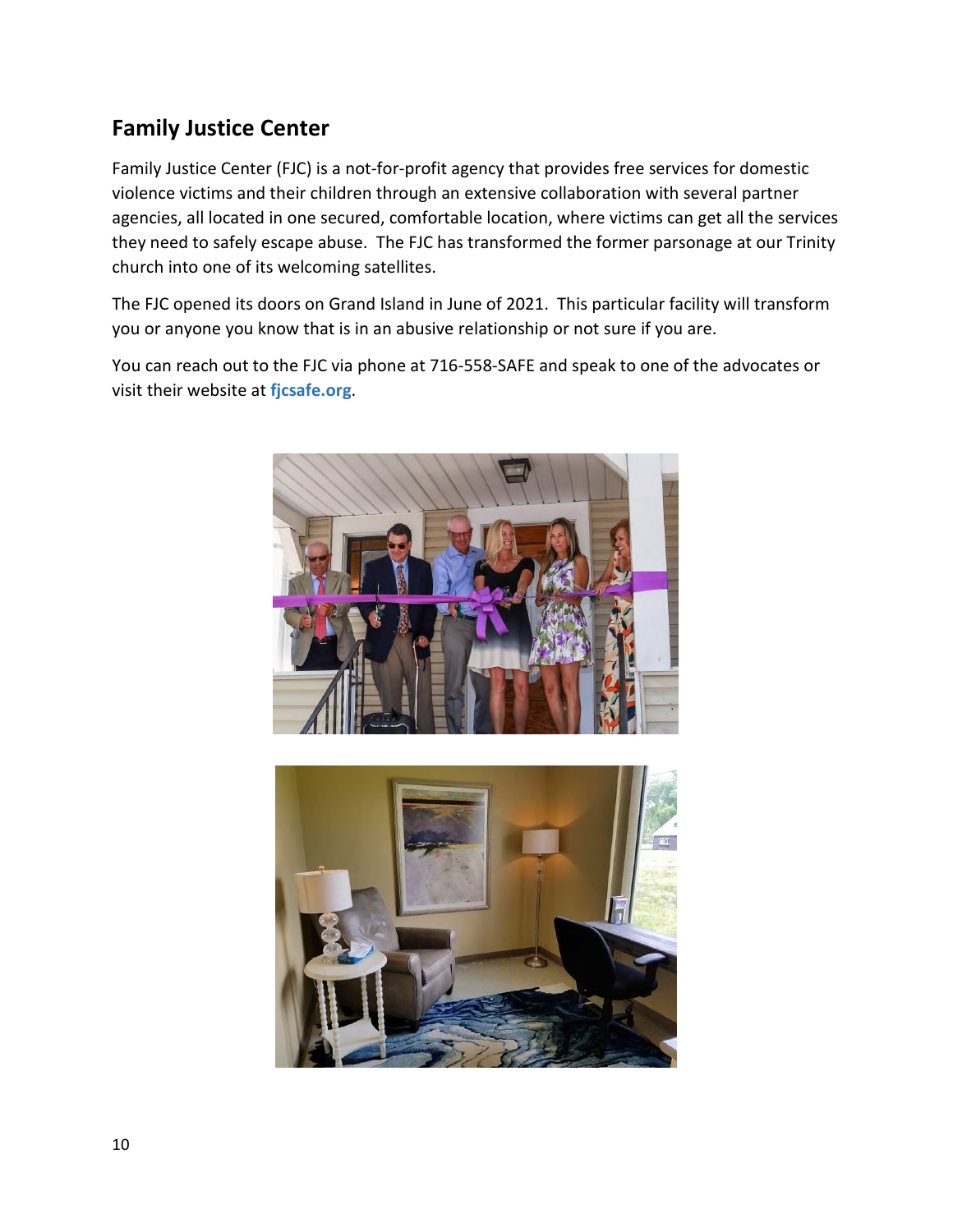## Family Justice Center

Family Justice Center (FJC) is a not-for-profit agency that provides free services for domestic violence victims and their children through an extensive collaboration with several partner agencies, all located in one secured, comfortable location, where victims can get all the services they need to safely escape abuse. The FJC has transformed the former parsonage at our Trinity church into one of its welcoming satellites.

The FJC opened its doors on Grand Island in June of 2021. This particular facility will transform you or anyone you know that is in an abusive relationship or not sure if you are.

You can reach out to the FJC via phone at 716-558-SAFE and speak to one of the advocates or visit their website at **fjcsafe.org**.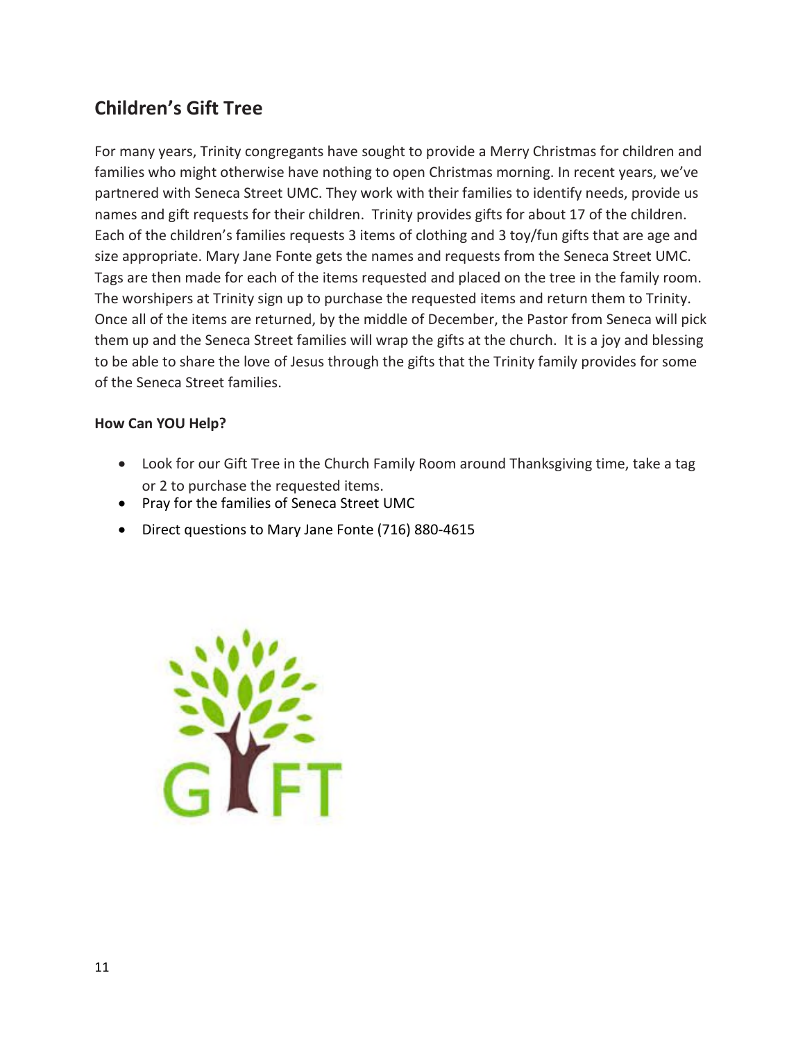## Children's Gift Tree

For many years, Trinity congregants have sought to provide a Merry Christmas for children and families who might otherwise have nothing to open Christmas morning. In recent years, we've partnered with Seneca Street UMC. They work with their families to identify needs, provide us names and gift requests for their children. Trinity provides gifts for about 17 of the children. Each of the children's families requests 3 items of clothing and 3 toy/fun gifts that are age and size appropriate. Mary Jane Fonte gets the names and requests from the Seneca Street UMC. Tags are then made for each of the items requested and placed on the tree in the family room. The worshipers at Trinity sign up to purchase the requested items and return them to Trinity. Once all of the items are returned, by the middle of December, the Pastor from Seneca will pick them up and the Seneca Street families will wrap the gifts at the church. It is a joy and blessing to be able to share the love of Jesus through the gifts that the Trinity family provides for some of the Seneca Street families.

**How Can YOU Help?**

- Look for our Gift Tree in the Church Family Room around Thanksgiving time, take a tag or 2 to purchase the requested items.
- Pray for the families of Seneca Street UMC
- Direct questions to Mary Jane Fonte (716) 880-4615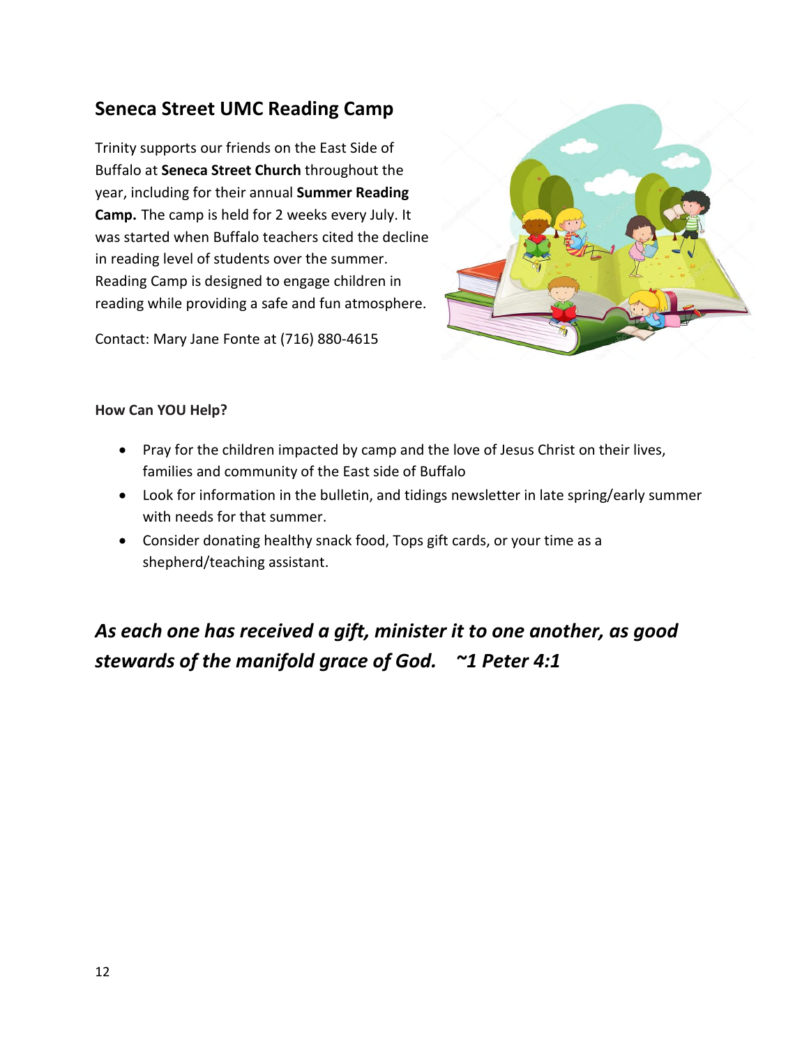## Seneca Street UMC Reading Camp

Trinity supports our friends on the East Side of Buffalo at **Seneca Street Church** throughout the year, including for their annual **Summer Reading Camp.** The camp is held for 2 weeks every July. It was started when Buffalo teachers cited the decline in reading level of students over the summer. Reading Camp is designed to engage children in reading while providing a safe and fun atmosphere.

Contact: Mary Jane Fonte at (716) 880-4615

**How Can YOU Help?**

- Pray for the children impacted by camp and the love of Jesus Christ on their lives, families and community of the East side of Buffalo
- Look for information in the bulletin, and tidings newsletter in late spring/early summer with needs for that summer.
- Consider donating healthy snack food, Tops gift cards, or your time as a shepherd/teaching assistant.

***As each one has received a gift, minister it to one another, as good stewards of the manifold grace of God. ~1 Peter 4:1***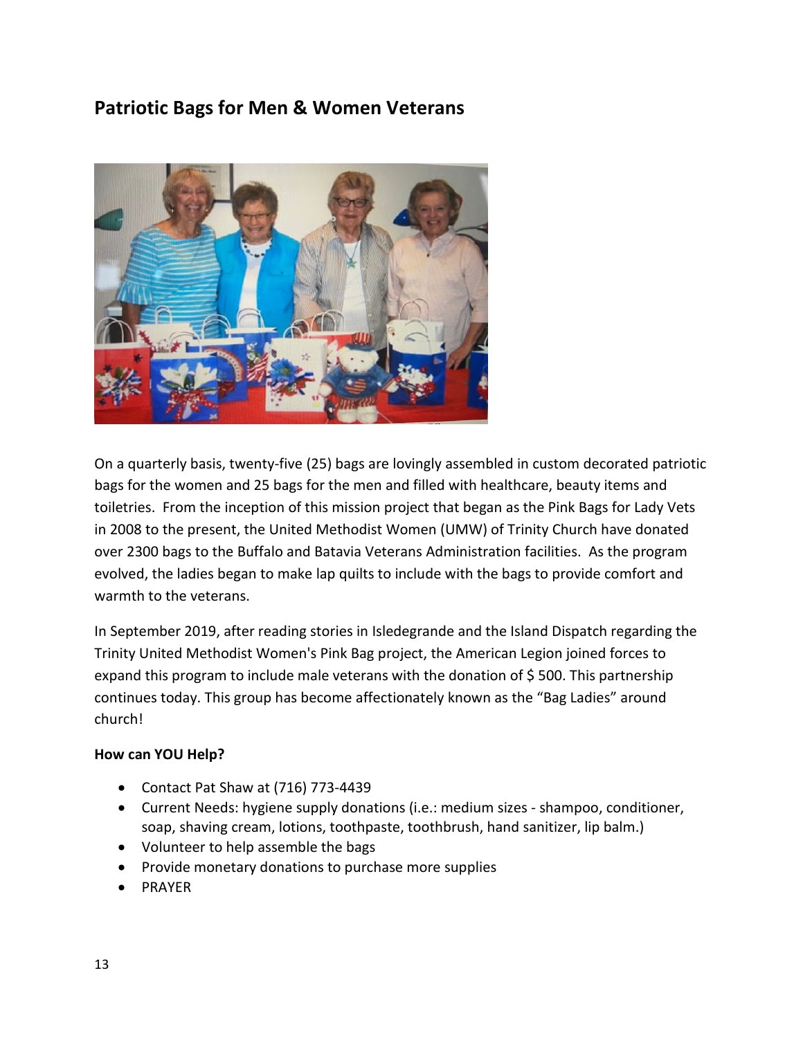## Patriotic Bags for Men & Women Veterans

On a quarterly basis, twenty-five (25) bags are lovingly assembled in custom decorated patriotic bags for the women and 25 bags for the men and filled with healthcare, beauty items and toiletries. From the inception of this mission project that began as the Pink Bags for Lady Vets in 2008 to the present, the United Methodist Women (UMW) of Trinity Church have donated over 2300 bags to the Buffalo and Batavia Veterans Administration facilities. As the program evolved, the ladies began to make lap quilts to include with the bags to provide comfort and warmth to the veterans.

In September 2019, after reading stories in Isledegrande and the Island Dispatch regarding the Trinity United Methodist Women's Pink Bag project, the American Legion joined forces to expand this program to include male veterans with the donation of $ 500. This partnership continues today. This group has become affectionately known as the "Bag Ladies" around church!

**How can YOU Help?**

- Contact Pat Shaw at (716) 773-4439
- Current Needs: hygiene supply donations (i.e.: medium sizes - shampoo, conditioner, soap, shaving cream, lotions, toothpaste, toothbrush, hand sanitizer, lip balm.)
- Volunteer to help assemble the bags
- Provide monetary donations to purchase more supplies
- PRAYER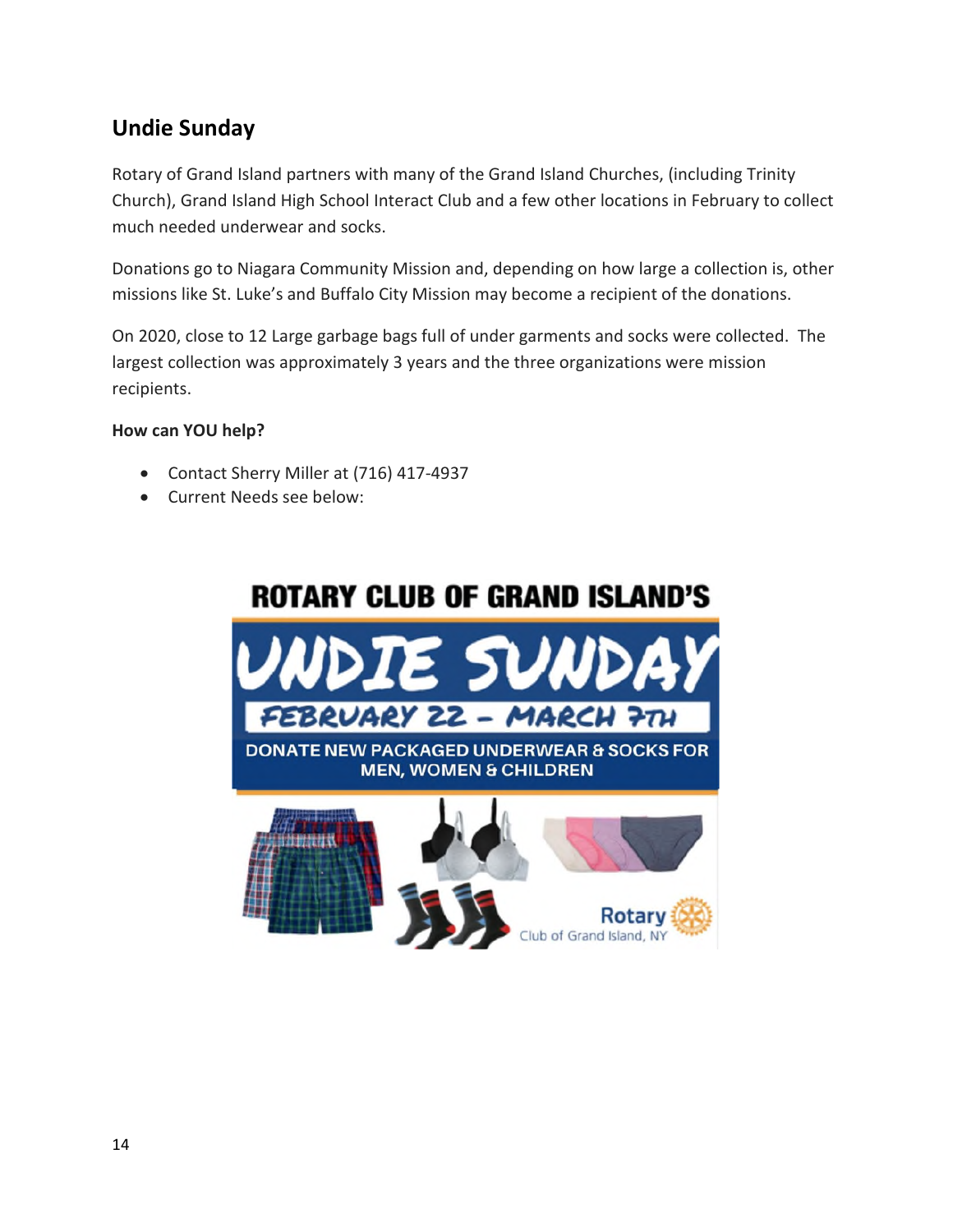## Undie Sunday

Rotary of Grand Island partners with many of the Grand Island Churches, (including Trinity Church), Grand Island High School Interact Club and a few other locations in February to collect much needed underwear and socks.

Donations go to Niagara Community Mission and, depending on how large a collection is, other missions like St. Luke's and Buffalo City Mission may become a recipient of the donations.

On 2020, close to 12 Large garbage bags full of under garments and socks were collected. The largest collection was approximately 3 years and the three organizations were mission recipients.

**How can YOU help?**

- Contact Sherry Miller at (716) 417-4937
- Current Needs see below:

ROTARY CLUB OF GRAND ISLAND'S

UNDIE SUNDAY

FEBRUARY 22 – MARCH 7TH

DONATE NEW PACKAGED UNDERWEAR & SOCKS FOR MEN, WOMEN & CHILDREN

Rotary Club of Grand Island, NY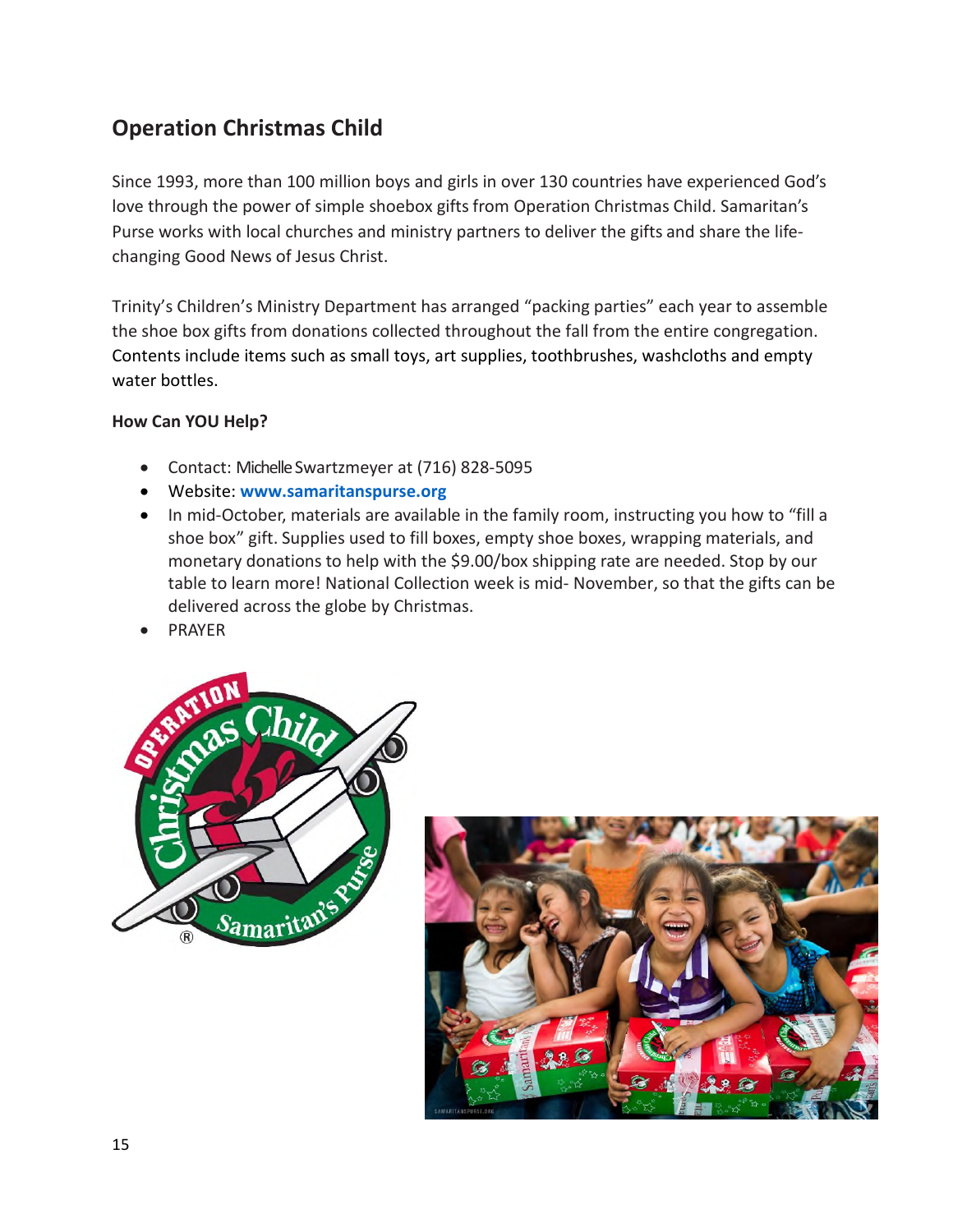## Operation Christmas Child

Since 1993, more than 100 million boys and girls in over 130 countries have experienced God's love through the power of simple shoebox gifts from Operation Christmas Child. Samaritan's Purse works with local churches and ministry partners to deliver the gifts and share the life-changing Good News of Jesus Christ.

Trinity's Children's Ministry Department has arranged "packing parties" each year to assemble the shoe box gifts from donations collected throughout the fall from the entire congregation. Contents include items such as small toys, art supplies, toothbrushes, washcloths and empty water bottles.

**How Can YOU Help?**

- Contact: Michelle Swartzmeyer at (716) 828-5095
- Website: **www.samaritanspurse.org**
- In mid-October, materials are available in the family room, instructing you how to "fill a shoe box" gift. Supplies used to fill boxes, empty shoe boxes, wrapping materials, and monetary donations to help with the $9.00/box shipping rate are needed. Stop by our table to learn more! National Collection week is mid- November, so that the gifts can be delivered across the globe by Christmas.
- PRAYER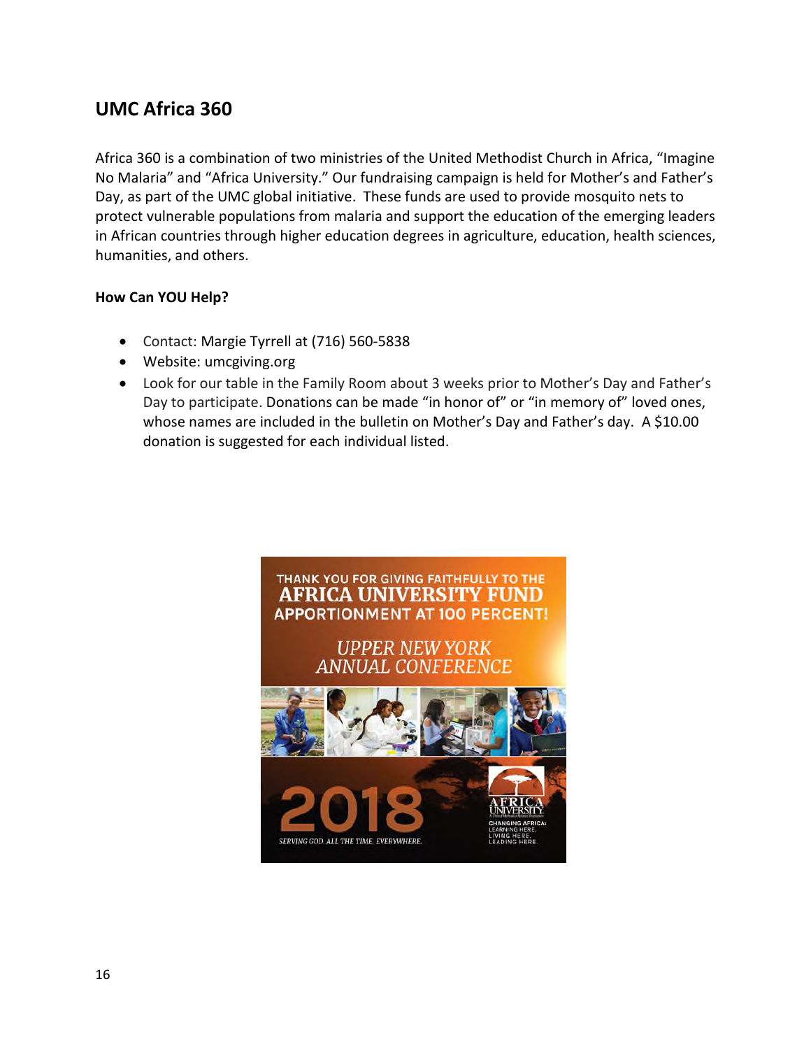## UMC Africa 360

Africa 360 is a combination of two ministries of the United Methodist Church in Africa, “Imagine No Malaria” and “Africa University.” Our fundraising campaign is held for Mother’s and Father’s Day, as part of the UMC global initiative. These funds are used to provide mosquito nets to protect vulnerable populations from malaria and support the education of the emerging leaders in African countries through higher education degrees in agriculture, education, health sciences, humanities, and others.

**How Can YOU Help?**

- Contact: Margie Tyrrell at (716) 560-5838
- Website: umcgiving.org
- Look for our table in the Family Room about 3 weeks prior to Mother’s Day and Father’s Day to participate. Donations can be made “in honor of” or “in memory of” loved ones, whose names are included in the bulletin on Mother’s Day and Father’s day. A $10.00 donation is suggested for each individual listed.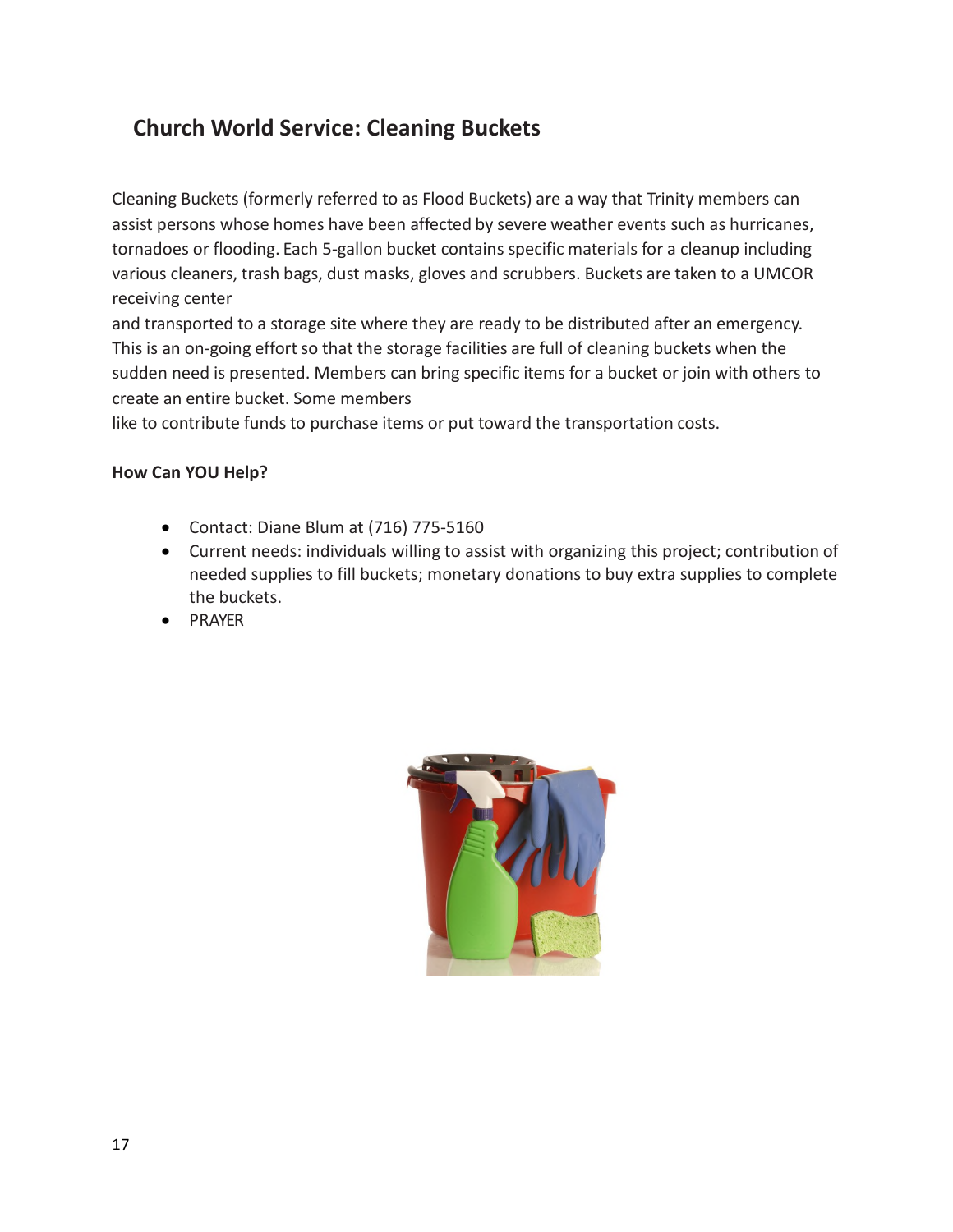## Church World Service: Cleaning Buckets

Cleaning Buckets (formerly referred to as Flood Buckets) are a way that Trinity members can assist persons whose homes have been affected by severe weather events such as hurricanes, tornadoes or flooding. Each 5-gallon bucket contains specific materials for a cleanup including various cleaners, trash bags, dust masks, gloves and scrubbers. Buckets are taken to a UMCOR receiving center and transported to a storage site where they are ready to be distributed after an emergency. This is an on-going effort so that the storage facilities are full of cleaning buckets when the sudden need is presented. Members can bring specific items for a bucket or join with others to create an entire bucket. Some members like to contribute funds to purchase items or put toward the transportation costs.

**How Can YOU Help?**

- Contact: Diane Blum at (716) 775-5160
- Current needs: individuals willing to assist with organizing this project; contribution of needed supplies to fill buckets; monetary donations to buy extra supplies to complete the buckets.
- PRAYER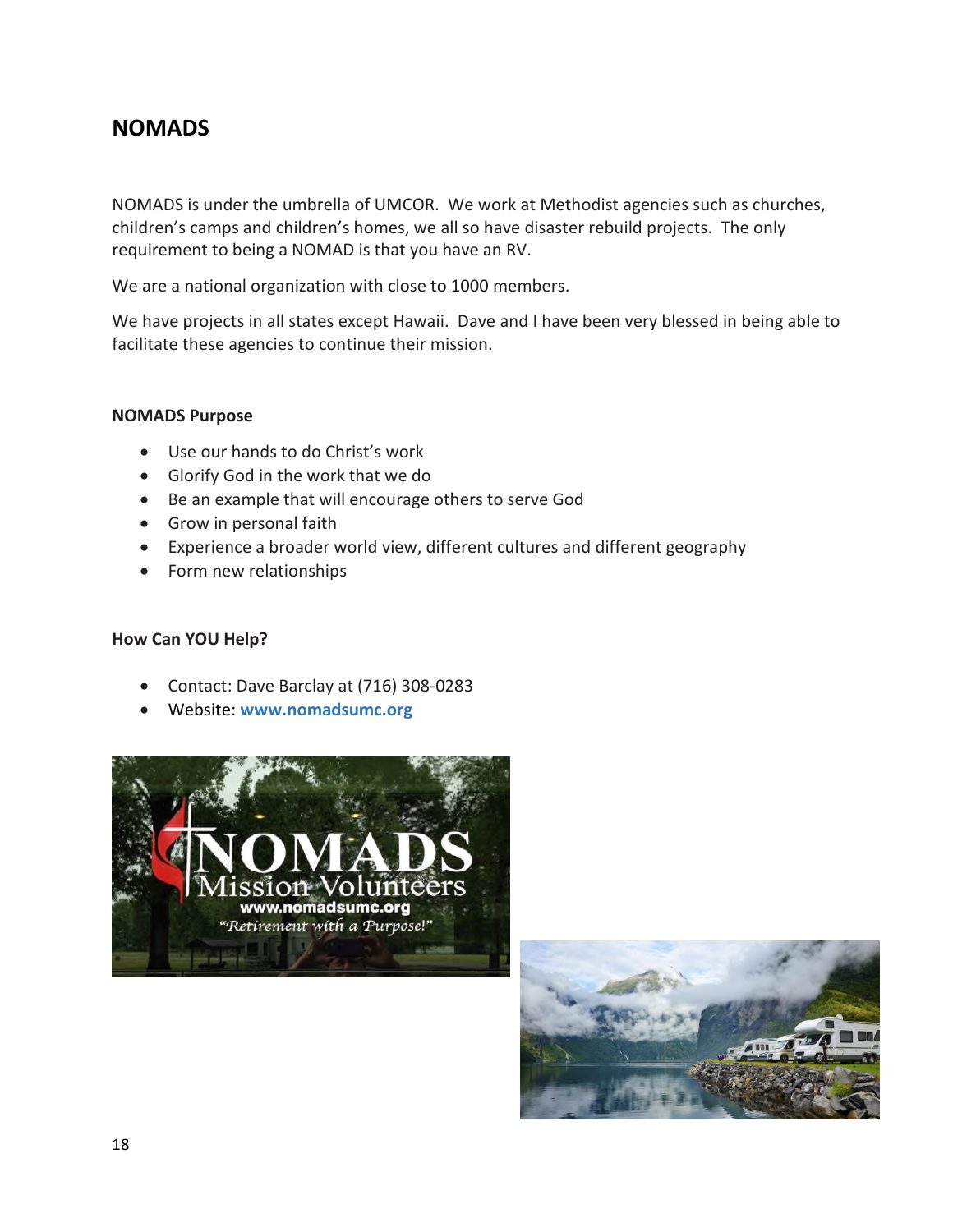## NOMADS

NOMADS is under the umbrella of UMCOR. We work at Methodist agencies such as churches, children's camps and children's homes, we all so have disaster rebuild projects. The only requirement to being a NOMAD is that you have an RV.

We are a national organization with close to 1000 members.

We have projects in all states except Hawaii. Dave and I have been very blessed in being able to facilitate these agencies to continue their mission.

### NOMADS Purpose

- Use our hands to do Christ's work
- Glorify God in the work that we do
- Be an example that will encourage others to serve God
- Grow in personal faith
- Experience a broader world view, different cultures and different geography
- Form new relationships

### How Can YOU Help?

- Contact: Dave Barclay at (716) 308-0283
- Website: **www.nomadsumc.org**